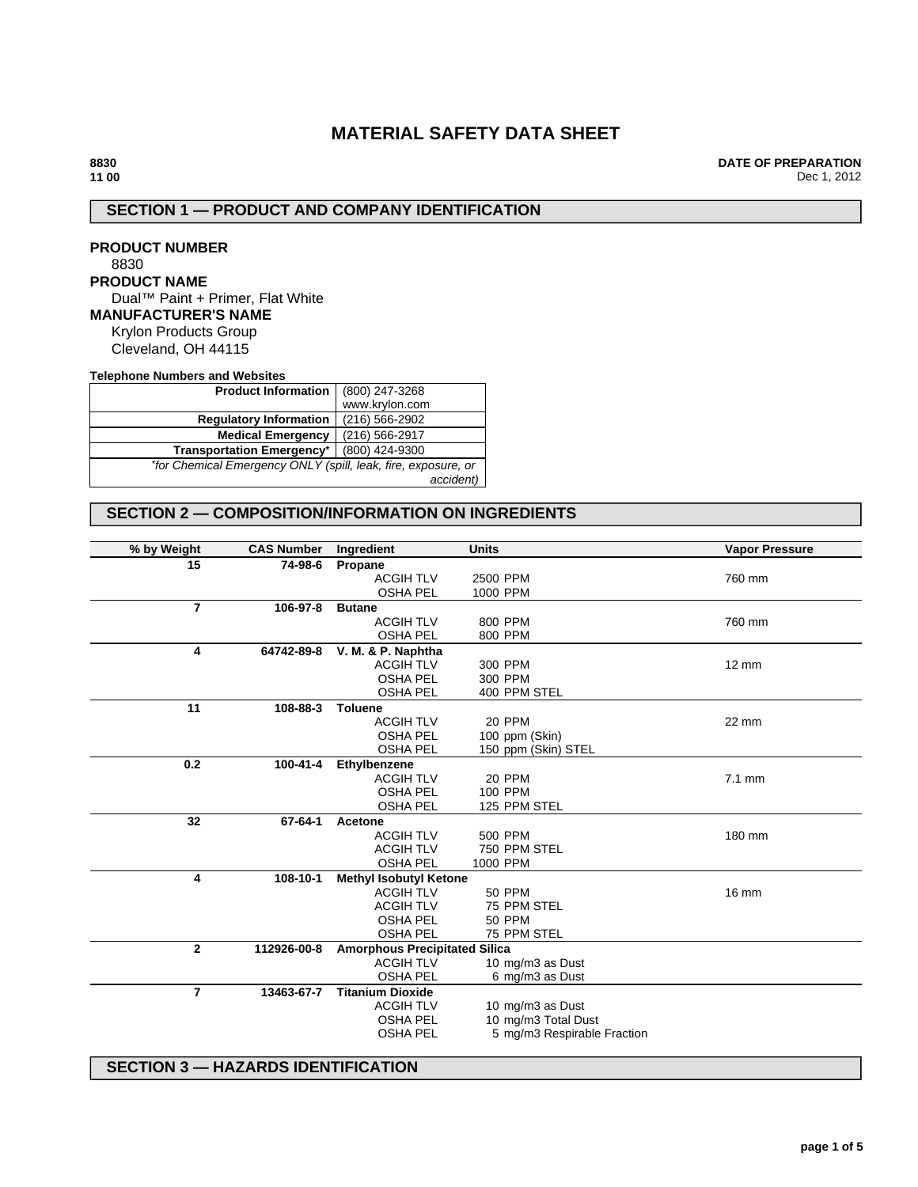# MATERIAL SAFETY DATA SHEET

**8830**
**11 00**

**DATE OF PREPARATION**
Dec 1, 2012

## SECTION 1 — PRODUCT AND COMPANY IDENTIFICATION

**PRODUCT NUMBER**
8830

**PRODUCT NAME**
Dual™ Paint + Primer, Flat White

**MANUFACTURER'S NAME**
Krylon Products Group
Cleveland, OH 44115

**Telephone Numbers and Websites**

| | |
|---|---|
| **Product Information** | (800) 247-3268<br>www.krylon.com |
| **Regulatory Information** | (216) 566-2902 |
| **Medical Emergency** | (216) 566-2917 |
| **Transportation Emergency*** | (800) 424-9300 |
| *\*for Chemical Emergency ONLY (spill, leak, fire, exposure, or accident)* | |

## SECTION 2 — COMPOSITION/INFORMATION ON INGREDIENTS

| % by Weight | CAS Number | Ingredient | Units | Vapor Pressure |
|---|---|---|---|---|
| 15 | 74-98-6 | **Propane** | | |
| | | ACGIH TLV | 2500 PPM | 760 mm |
| | | OSHA PEL | 1000 PPM | |
| 7 | 106-97-8 | **Butane** | | |
| | | ACGIH TLV | 800 PPM | 760 mm |
| | | OSHA PEL | 800 PPM | |
| 4 | 64742-89-8 | **V. M. & P. Naphtha** | | |
| | | ACGIH TLV | 300 PPM | 12 mm |
| | | OSHA PEL | 300 PPM | |
| | | OSHA PEL | 400 PPM STEL | |
| 11 | 108-88-3 | **Toluene** | | |
| | | ACGIH TLV | 20 PPM | 22 mm |
| | | OSHA PEL | 100 ppm (Skin) | |
| | | OSHA PEL | 150 ppm (Skin) STEL | |
| 0.2 | 100-41-4 | **Ethylbenzene** | | |
| | | ACGIH TLV | 20 PPM | 7.1 mm |
| | | OSHA PEL | 100 PPM | |
| | | OSHA PEL | 125 PPM STEL | |
| 32 | 67-64-1 | **Acetone** | | |
| | | ACGIH TLV | 500 PPM | 180 mm |
| | | ACGIH TLV | 750 PPM STEL | |
| | | OSHA PEL | 1000 PPM | |
| 4 | 108-10-1 | **Methyl Isobutyl Ketone** | | |
| | | ACGIH TLV | 50 PPM | 16 mm |
| | | ACGIH TLV | 75 PPM STEL | |
| | | OSHA PEL | 50 PPM | |
| | | OSHA PEL | 75 PPM STEL | |
| 2 | 112926-00-8 | **Amorphous Precipitated Silica** | | |
| | | ACGIH TLV | 10 mg/m3 as Dust | |
| | | OSHA PEL | 6 mg/m3 as Dust | |
| 7 | 13463-67-7 | **Titanium Dioxide** | | |
| | | ACGIH TLV | 10 mg/m3 as Dust | |
| | | OSHA PEL | 10 mg/m3 Total Dust | |
| | | OSHA PEL | 5 mg/m3 Respirable Fraction | |

## SECTION 3 — HAZARDS IDENTIFICATION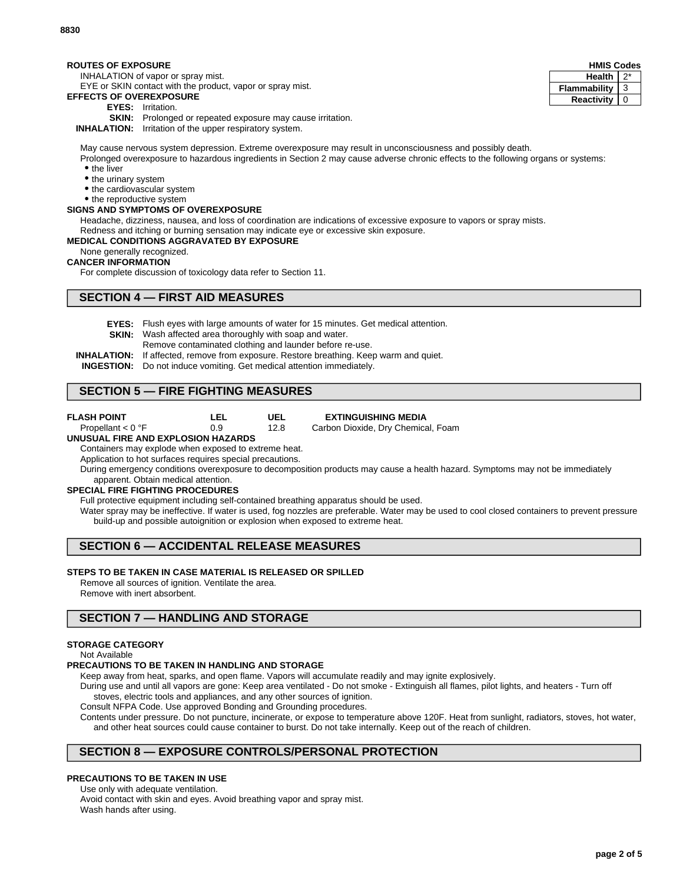8830

| HMIS Codes | |
|---|---|
| Health | 2* |
| Flammability | 3 |
| Reactivity | 0 |

**ROUTES OF EXPOSURE**

INHALATION of vapor or spray mist.

EYE or SKIN contact with the product, vapor or spray mist.

**EFFECTS OF OVEREXPOSURE**

**EYES:** Irritation.

**SKIN:** Prolonged or repeated exposure may cause irritation.

**INHALATION:** Irritation of the upper respiratory system.

May cause nervous system depression. Extreme overexposure may result in unconsciousness and possibly death.

Prolonged overexposure to hazardous ingredients in Section 2 may cause adverse chronic effects to the following organs or systems:

- the liver
- the urinary system
- the cardiovascular system
- the reproductive system

**SIGNS AND SYMPTOMS OF OVEREXPOSURE**

Headache, dizziness, nausea, and loss of coordination are indications of excessive exposure to vapors or spray mists.

Redness and itching or burning sensation may indicate eye or excessive skin exposure.

**MEDICAL CONDITIONS AGGRAVATED BY EXPOSURE**

None generally recognized.

**CANCER INFORMATION**

For complete discussion of toxicology data refer to Section 11.

## SECTION 4 — FIRST AID MEASURES

**EYES:** Flush eyes with large amounts of water for 15 minutes. Get medical attention.

**SKIN:** Wash affected area thoroughly with soap and water.
Remove contaminated clothing and launder before re-use.

**INHALATION:** If affected, remove from exposure. Restore breathing. Keep warm and quiet.

**INGESTION:** Do not induce vomiting. Get medical attention immediately.

## SECTION 5 — FIRE FIGHTING MEASURES

| FLASH POINT | LEL | UEL | EXTINGUISHING MEDIA |
|---|---|---|---|
| Propellant < 0 °F | 0.9 | 12.8 | Carbon Dioxide, Dry Chemical, Foam |

**UNUSUAL FIRE AND EXPLOSION HAZARDS**

Containers may explode when exposed to extreme heat.

Application to hot surfaces requires special precautions.

During emergency conditions overexposure to decomposition products may cause a health hazard. Symptoms may not be immediately apparent. Obtain medical attention.

**SPECIAL FIRE FIGHTING PROCEDURES**

Full protective equipment including self-contained breathing apparatus should be used.

Water spray may be ineffective. If water is used, fog nozzles are preferable. Water may be used to cool closed containers to prevent pressure build-up and possible autoignition or explosion when exposed to extreme heat.

## SECTION 6 — ACCIDENTAL RELEASE MEASURES

**STEPS TO BE TAKEN IN CASE MATERIAL IS RELEASED OR SPILLED**

Remove all sources of ignition. Ventilate the area.

Remove with inert absorbent.

## SECTION 7 — HANDLING AND STORAGE

**STORAGE CATEGORY**

Not Available

**PRECAUTIONS TO BE TAKEN IN HANDLING AND STORAGE**

Keep away from heat, sparks, and open flame. Vapors will accumulate readily and may ignite explosively.

During use and until all vapors are gone: Keep area ventilated - Do not smoke - Extinguish all flames, pilot lights, and heaters - Turn off stoves, electric tools and appliances, and any other sources of ignition.

Consult NFPA Code. Use approved Bonding and Grounding procedures.

Contents under pressure. Do not puncture, incinerate, or expose to temperature above 120F. Heat from sunlight, radiators, stoves, hot water, and other heat sources could cause container to burst. Do not take internally. Keep out of the reach of children.

## SECTION 8 — EXPOSURE CONTROLS/PERSONAL PROTECTION

**PRECAUTIONS TO BE TAKEN IN USE**

Use only with adequate ventilation.

Avoid contact with skin and eyes. Avoid breathing vapor and spray mist.

Wash hands after using.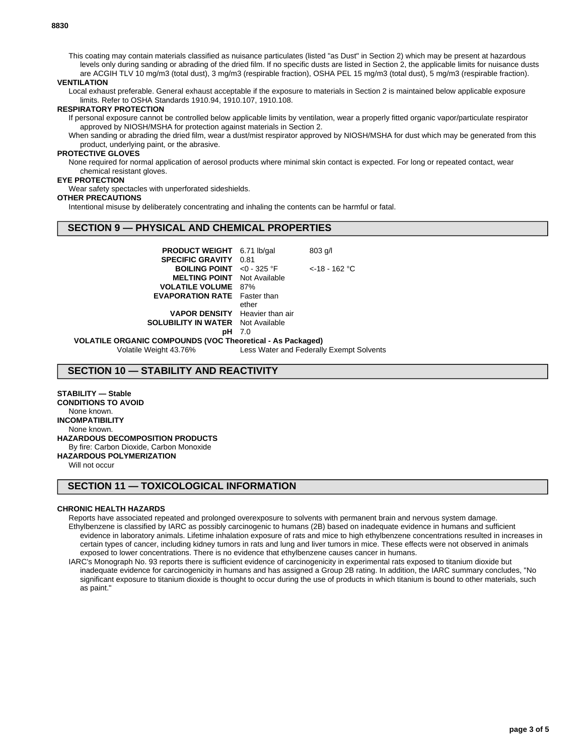This coating may contain materials classified as nuisance particulates (listed "as Dust" in Section 2) which may be present at hazardous levels only during sanding or abrading of the dried film. If no specific dusts are listed in Section 2, the applicable limits for nuisance dusts are ACGIH TLV 10 mg/m3 (total dust), 3 mg/m3 (respirable fraction), OSHA PEL 15 mg/m3 (total dust), 5 mg/m3 (respirable fraction).

**VENTILATION**

Local exhaust preferable. General exhaust acceptable if the exposure to materials in Section 2 is maintained below applicable exposure limits. Refer to OSHA Standards 1910.94, 1910.107, 1910.108.

**RESPIRATORY PROTECTION**

If personal exposure cannot be controlled below applicable limits by ventilation, wear a properly fitted organic vapor/particulate respirator approved by NIOSH/MSHA for protection against materials in Section 2.

When sanding or abrading the dried film, wear a dust/mist respirator approved by NIOSH/MSHA for dust which may be generated from this product, underlying paint, or the abrasive.

**PROTECTIVE GLOVES**

None required for normal application of aerosol products where minimal skin contact is expected. For long or repeated contact, wear chemical resistant gloves.

**EYE PROTECTION**

Wear safety spectacles with unperforated sideshields.

**OTHER PRECAUTIONS**

Intentional misuse by deliberately concentrating and inhaling the contents can be harmful or fatal.

## SECTION 9 — PHYSICAL AND CHEMICAL PROPERTIES

| | | |
|---|---|---|
| **PRODUCT WEIGHT** | 6.71 lb/gal | 803 g/l |
| **SPECIFIC GRAVITY** | 0.81 | |
| **BOILING POINT** | <0 - 325 °F | <-18 - 162 °C |
| **MELTING POINT** | Not Available | |
| **VOLATILE VOLUME** | 87% | |
| **EVAPORATION RATE** | Faster than ether | |
| **VAPOR DENSITY** | Heavier than air | |
| **SOLUBILITY IN WATER** | Not Available | |
| **pH** | 7.0 | |

**VOLATILE ORGANIC COMPOUNDS (VOC Theoretical - As Packaged)**

Volatile Weight 43.76% Less Water and Federally Exempt Solvents

## SECTION 10 — STABILITY AND REACTIVITY

**STABILITY — Stable**

**CONDITIONS TO AVOID**

None known.

**INCOMPATIBILITY**

None known.

**HAZARDOUS DECOMPOSITION PRODUCTS**

By fire: Carbon Dioxide, Carbon Monoxide

**HAZARDOUS POLYMERIZATION**

Will not occur

## SECTION 11 — TOXICOLOGICAL INFORMATION

**CHRONIC HEALTH HAZARDS**

Reports have associated repeated and prolonged overexposure to solvents with permanent brain and nervous system damage.

Ethylbenzene is classified by IARC as possibly carcinogenic to humans (2B) based on inadequate evidence in humans and sufficient evidence in laboratory animals. Lifetime inhalation exposure of rats and mice to high ethylbenzene concentrations resulted in increases in certain types of cancer, including kidney tumors in rats and lung and liver tumors in mice. These effects were not observed in animals exposed to lower concentrations. There is no evidence that ethylbenzene causes cancer in humans.

IARC's Monograph No. 93 reports there is sufficient evidence of carcinogenicity in experimental rats exposed to titanium dioxide but inadequate evidence for carcinogenicity in humans and has assigned a Group 2B rating. In addition, the IARC summary concludes, "No significant exposure to titanium dioxide is thought to occur during the use of products in which titanium is bound to other materials, such as paint."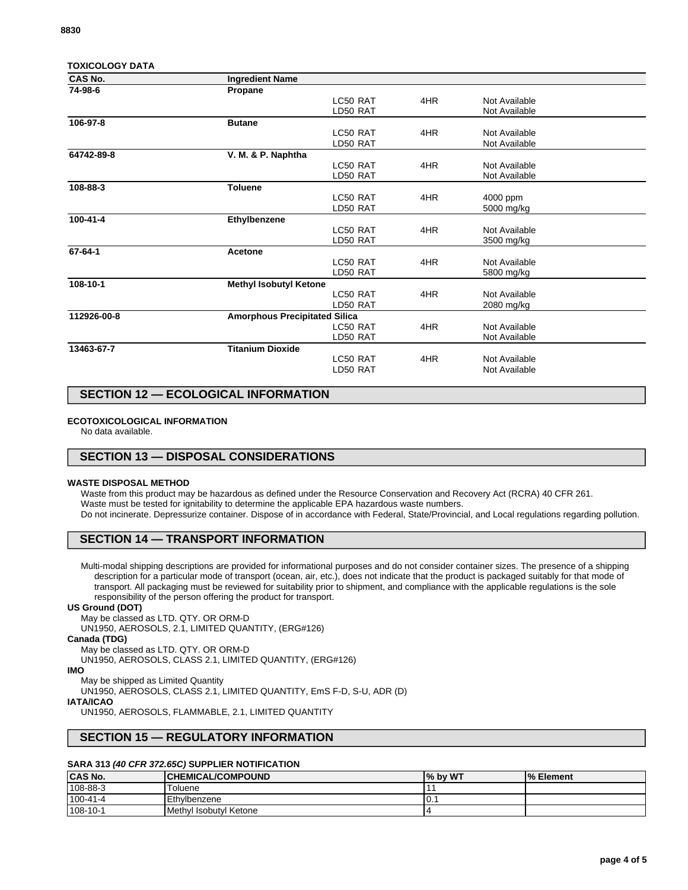**TOXICOLOGY DATA**

| CAS No. | Ingredient Name | | | |
|---|---|---|---|---|
| 74-98-6 | **Propane** | | | |
| | | LC50 RAT | 4HR | Not Available |
| | | LD50 RAT | | Not Available |
| 106-97-8 | **Butane** | | | |
| | | LC50 RAT | 4HR | Not Available |
| | | LD50 RAT | | Not Available |
| 64742-89-8 | **V. M. & P. Naphtha** | | | |
| | | LC50 RAT | 4HR | Not Available |
| | | LD50 RAT | | Not Available |
| 108-88-3 | **Toluene** | | | |
| | | LC50 RAT | 4HR | 4000 ppm |
| | | LD50 RAT | | 5000 mg/kg |
| 100-41-4 | **Ethylbenzene** | | | |
| | | LC50 RAT | 4HR | Not Available |
| | | LD50 RAT | | 3500 mg/kg |
| 67-64-1 | **Acetone** | | | |
| | | LC50 RAT | 4HR | Not Available |
| | | LD50 RAT | | 5800 mg/kg |
| 108-10-1 | **Methyl Isobutyl Ketone** | | | |
| | | LC50 RAT | 4HR | Not Available |
| | | LD50 RAT | | 2080 mg/kg |
| 112926-00-8 | **Amorphous Precipitated Silica** | | | |
| | | LC50 RAT | 4HR | Not Available |
| | | LD50 RAT | | Not Available |
| 13463-67-7 | **Titanium Dioxide** | | | |
| | | LC50 RAT | 4HR | Not Available |
| | | LD50 RAT | | Not Available |

## SECTION 12 — ECOLOGICAL INFORMATION

**ECOTOXICOLOGICAL INFORMATION**

No data available.

## SECTION 13 — DISPOSAL CONSIDERATIONS

**WASTE DISPOSAL METHOD**

Waste from this product may be hazardous as defined under the Resource Conservation and Recovery Act (RCRA) 40 CFR 261.
Waste must be tested for ignitability to determine the applicable EPA hazardous waste numbers.
Do not incinerate. Depressurize container. Dispose of in accordance with Federal, State/Provincial, and Local regulations regarding pollution.

## SECTION 14 — TRANSPORT INFORMATION

Multi-modal shipping descriptions are provided for informational purposes and do not consider container sizes. The presence of a shipping description for a particular mode of transport (ocean, air, etc.), does not indicate that the product is packaged suitably for that mode of transport. All packaging must be reviewed for suitability prior to shipment, and compliance with the applicable regulations is the sole responsibility of the person offering the product for transport.

**US Ground (DOT)**

May be classed as LTD. QTY. OR ORM-D
UN1950, AEROSOLS, 2.1, LIMITED QUANTITY, (ERG#126)

**Canada (TDG)**

May be classed as LTD. QTY. OR ORM-D
UN1950, AEROSOLS, CLASS 2.1, LIMITED QUANTITY, (ERG#126)

**IMO**

May be shipped as Limited Quantity
UN1950, AEROSOLS, CLASS 2.1, LIMITED QUANTITY, EmS F-D, S-U, ADR (D)

**IATA/ICAO**

UN1950, AEROSOLS, FLAMMABLE, 2.1, LIMITED QUANTITY

## SECTION 15 — REGULATORY INFORMATION

**SARA 313 *(40 CFR 372.65C)* SUPPLIER NOTIFICATION**

| CAS No. | CHEMICAL/COMPOUND | % by WT | % Element |
|---|---|---|---|
| 108-88-3 | Toluene | 11 | |
| 100-41-4 | Ethylbenzene | 0.1 | |
| 108-10-1 | Methyl Isobutyl Ketone | 4 | |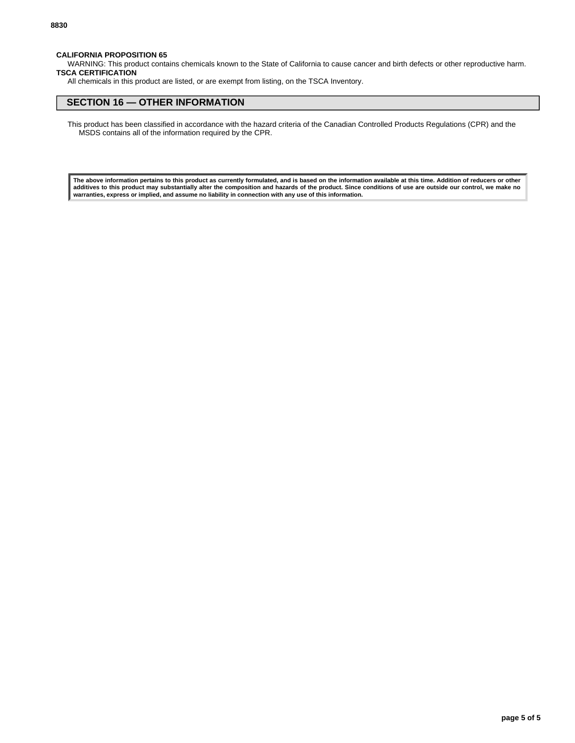**CALIFORNIA PROPOSITION 65**

WARNING: This product contains chemicals known to the State of California to cause cancer and birth defects or other reproductive harm.

**TSCA CERTIFICATION**

All chemicals in this product are listed, or are exempt from listing, on the TSCA Inventory.

## SECTION 16 — OTHER INFORMATION

This product has been classified in accordance with the hazard criteria of the Canadian Controlled Products Regulations (CPR) and the MSDS contains all of the information required by the CPR.

**The above information pertains to this product as currently formulated, and is based on the information available at this time. Addition of reducers or other additives to this product may substantially alter the composition and hazards of the product. Since conditions of use are outside our control, we make no warranties, express or implied, and assume no liability in connection with any use of this information.**